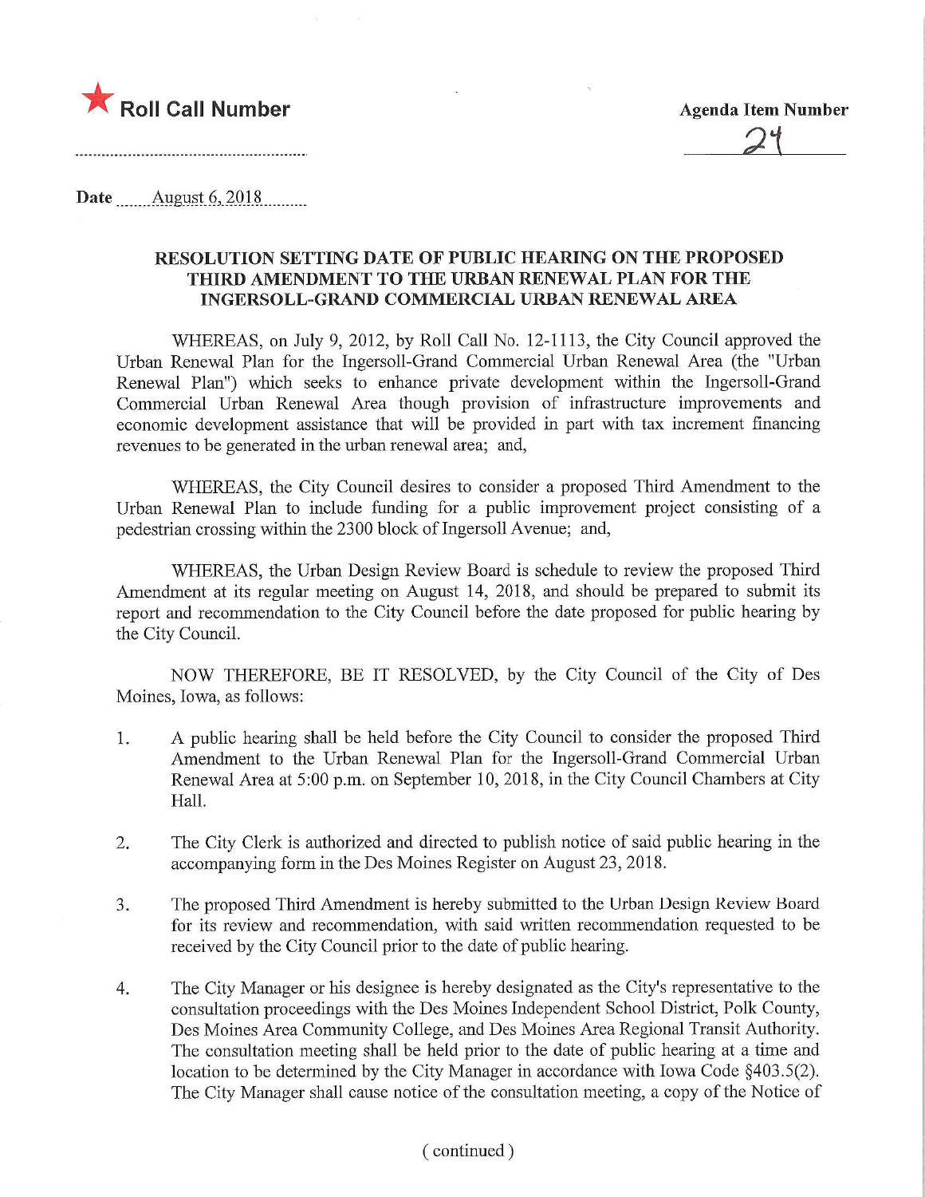★ **Roll Call Number**

**Agenda Item Number**

24

**Date** August 6, 2018

**RESOLUTION SETTING DATE OF PUBLIC HEARING ON THE PROPOSED THIRD AMENDMENT TO THE URBAN RENEWAL PLAN FOR THE INGERSOLL-GRAND COMMERCIAL URBAN RENEWAL AREA**

WHEREAS, on July 9, 2012, by Roll Call No. 12-1113, the City Council approved the Urban Renewal Plan for the Ingersoll-Grand Commercial Urban Renewal Area (the "Urban Renewal Plan") which seeks to enhance private development within the Ingersoll-Grand Commercial Urban Renewal Area though provision of infrastructure improvements and economic development assistance that will be provided in part with tax increment financing revenues to be generated in the urban renewal area; and,

WHEREAS, the City Council desires to consider a proposed Third Amendment to the Urban Renewal Plan to include funding for a public improvement project consisting of a pedestrian crossing within the 2300 block of Ingersoll Avenue; and,

WHEREAS, the Urban Design Review Board is schedule to review the proposed Third Amendment at its regular meeting on August 14, 2018, and should be prepared to submit its report and recommendation to the City Council before the date proposed for public hearing by the City Council.

NOW THEREFORE, BE IT RESOLVED, by the City Council of the City of Des Moines, Iowa, as follows:

1. A public hearing shall be held before the City Council to consider the proposed Third Amendment to the Urban Renewal Plan for the Ingersoll-Grand Commercial Urban Renewal Area at 5:00 p.m. on September 10, 2018, in the City Council Chambers at City Hall.

2. The City Clerk is authorized and directed to publish notice of said public hearing in the accompanying form in the Des Moines Register on August 23, 2018.

3. The proposed Third Amendment is hereby submitted to the Urban Design Review Board for its review and recommendation, with said written recommendation requested to be received by the City Council prior to the date of public hearing.

4. The City Manager or his designee is hereby designated as the City's representative to the consultation proceedings with the Des Moines Independent School District, Polk County, Des Moines Area Community College, and Des Moines Area Regional Transit Authority. The consultation meeting shall be held prior to the date of public hearing at a time and location to be determined by the City Manager in accordance with Iowa Code §403.5(2). The City Manager shall cause notice of the consultation meeting, a copy of the Notice of

( continued )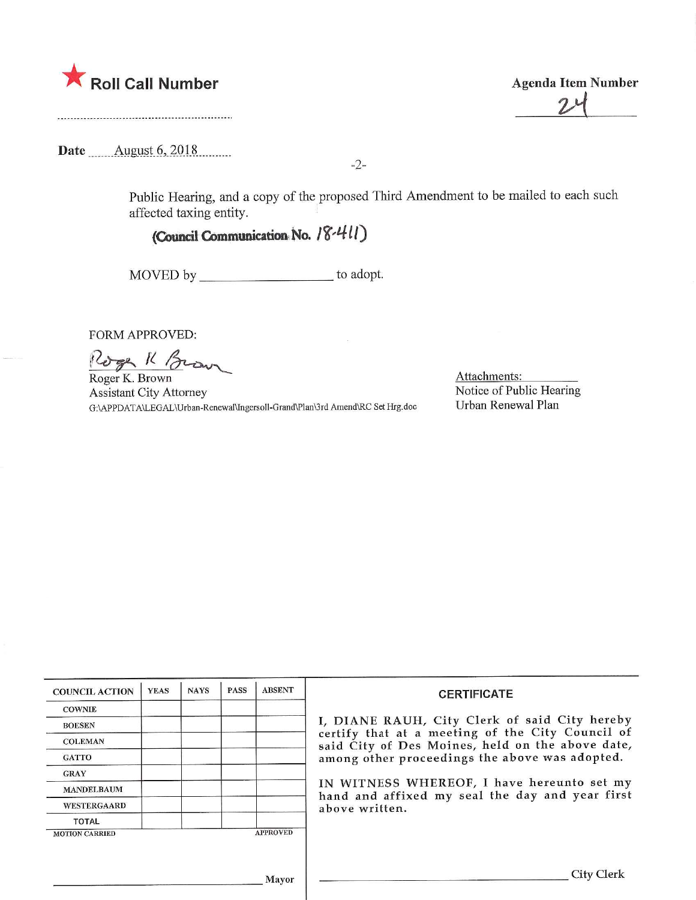★ **Roll Call Number**

**Agenda Item Number**

24

**Date** August 6, 2018

Public Hearing, and a copy of the proposed Third Amendment to be mailed to each such affected taxing entity.

**(Council Communication No. 18-411)**

MOVED by __________________ to adopt.

FORM APPROVED:

Roger K. Brown
Roger K. Brown
Assistant City Attorney
G:\APPDATA\LEGAL\Urban-Renewal\Ingersoll-Grand\Plan\3rd Amend\RC Set Hrg.doc

Attachments:
Notice of Public Hearing
Urban Renewal Plan

| COUNCIL ACTION | YEAS | NAYS | PASS | ABSENT |
|---|---|---|---|---|
| COWNIE | | | | |
| BOESEN | | | | |
| COLEMAN | | | | |
| GATTO | | | | |
| GRAY | | | | |
| MANDELBAUM | | | | |
| WESTERGAARD | | | | |
| TOTAL | | | | |
| MOTION CARRIED | | | | APPROVED |

__________________________ Mayor

**CERTIFICATE**

I, DIANE RAUH, City Clerk of said City hereby certify that at a meeting of the City Council of said City of Des Moines, held on the above date, among other proceedings the above was adopted.

IN WITNESS WHEREOF, I have hereunto set my hand and affixed my seal the day and year first above written.

__________________________ City Clerk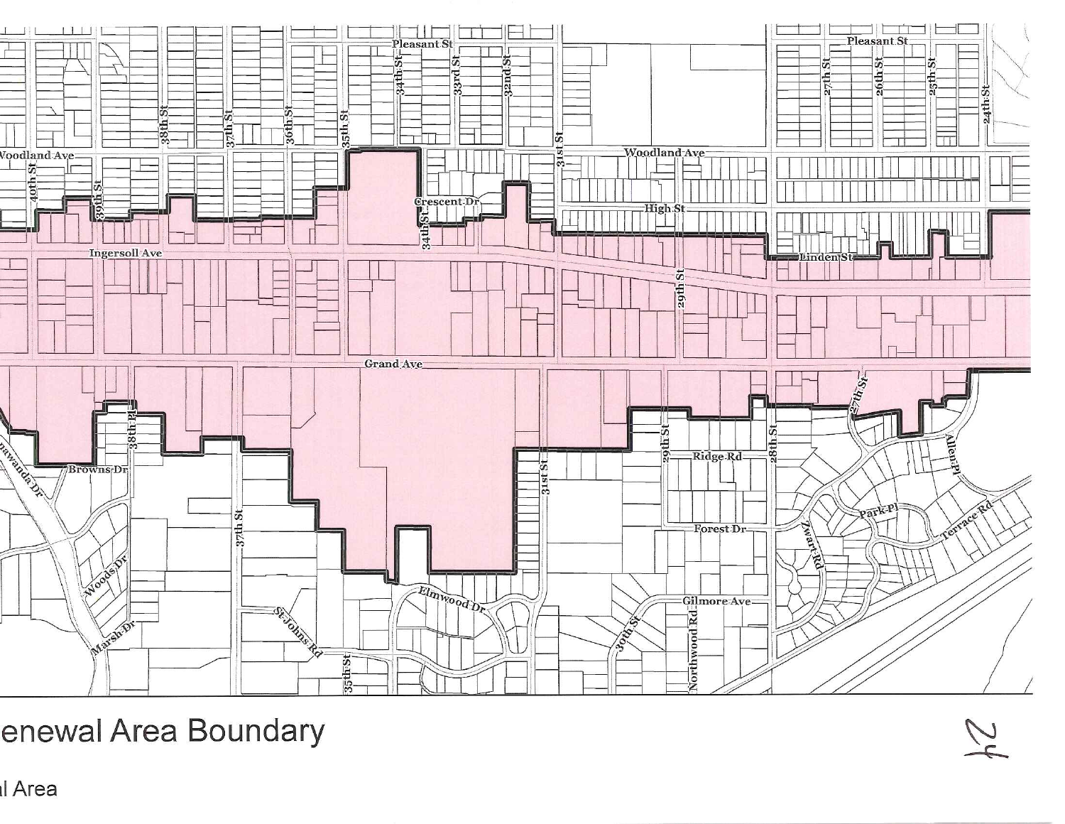enewal Area Boundary

al Area